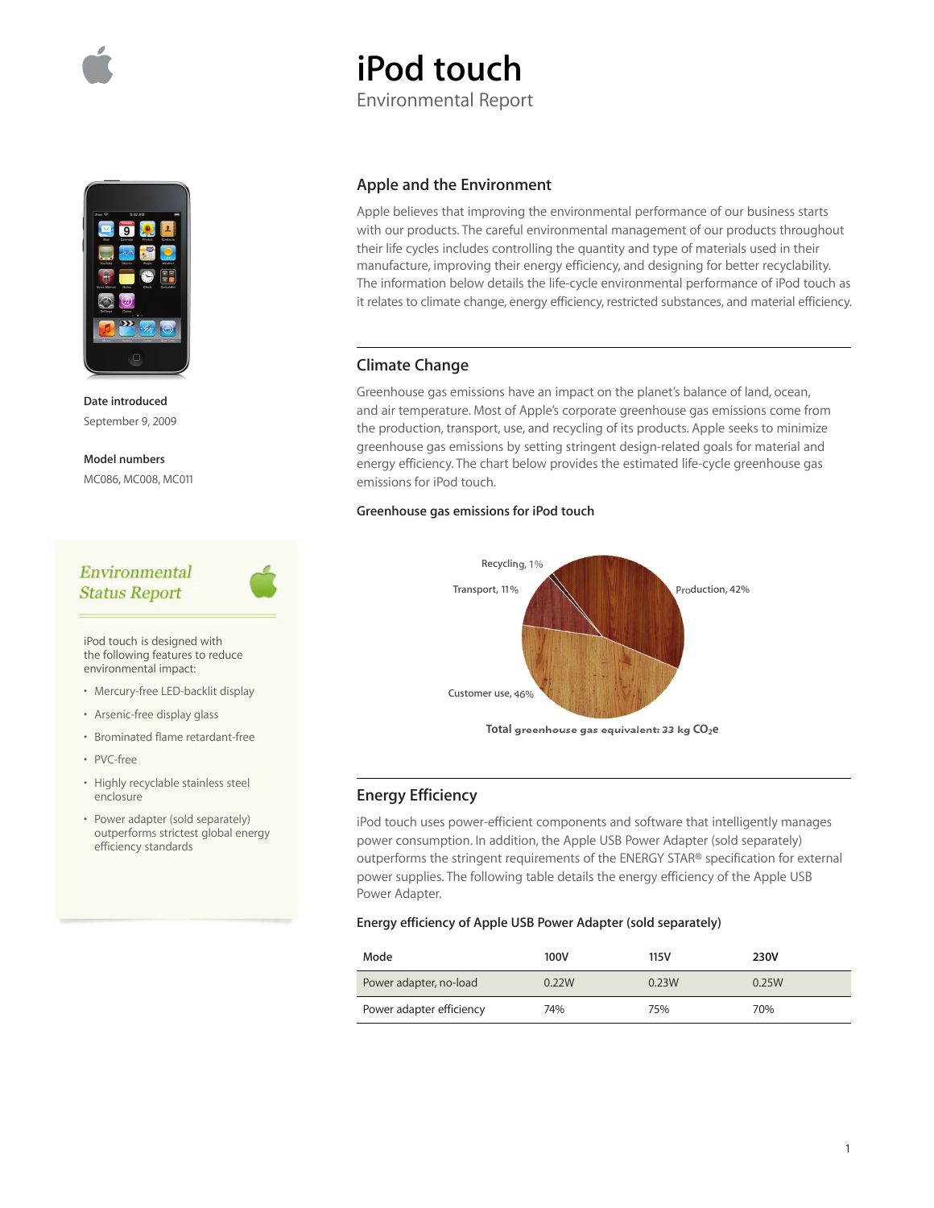# iPod touch

Environmental Report

**Date introduced**

September 9, 2009

**Model numbers**

MC086, MC008, MC011

*Environmental Status Report*

iPod touch is designed with the following features to reduce environmental impact:

- Mercury-free LED-backlit display
- Arsenic-free display glass
- Brominated flame retardant-free
- PVC-free
- Highly recyclable stainless steel enclosure
- Power adapter (sold separately) outperforms strictest global energy efficiency standards

## Apple and the Environment

Apple believes that improving the environmental performance of our business starts with our products. The careful environmental management of our products throughout their life cycles includes controlling the quantity and type of materials used in their manufacture, improving their energy efficiency, and designing for better recyclability. The information below details the life-cycle environmental performance of iPod touch as it relates to climate change, energy efficiency, restricted substances, and material efficiency.

## Climate Change

Greenhouse gas emissions have an impact on the planet's balance of land, ocean, and air temperature. Most of Apple's corporate greenhouse gas emissions come from the production, transport, use, and recycling of its products. Apple seeks to minimize greenhouse gas emissions by setting stringent design-related goals for material and energy efficiency. The chart below provides the estimated life-cycle greenhouse gas emissions for iPod touch.

**Greenhouse gas emissions for iPod touch**

Recycling, 1%

Transport, 11%

Production, 42%

Customer use, 46%

Total greenhouse gas equivalent: 33 kg $CO_2e$

## Energy Efficiency

iPod touch uses power-efficient components and software that intelligently manages power consumption. In addition, the Apple USB Power Adapter (sold separately) outperforms the stringent requirements of the ENERGY STAR® specification for external power supplies. The following table details the energy efficiency of the Apple USB Power Adapter.

**Energy efficiency of Apple USB Power Adapter (sold separately)**

| Mode | 100V | 115V | 230V |
| --- | --- | --- | --- |
| Power adapter, no-load | 0.22W | 0.23W | 0.25W |
| Power adapter efficiency | 74% | 75% | 70% |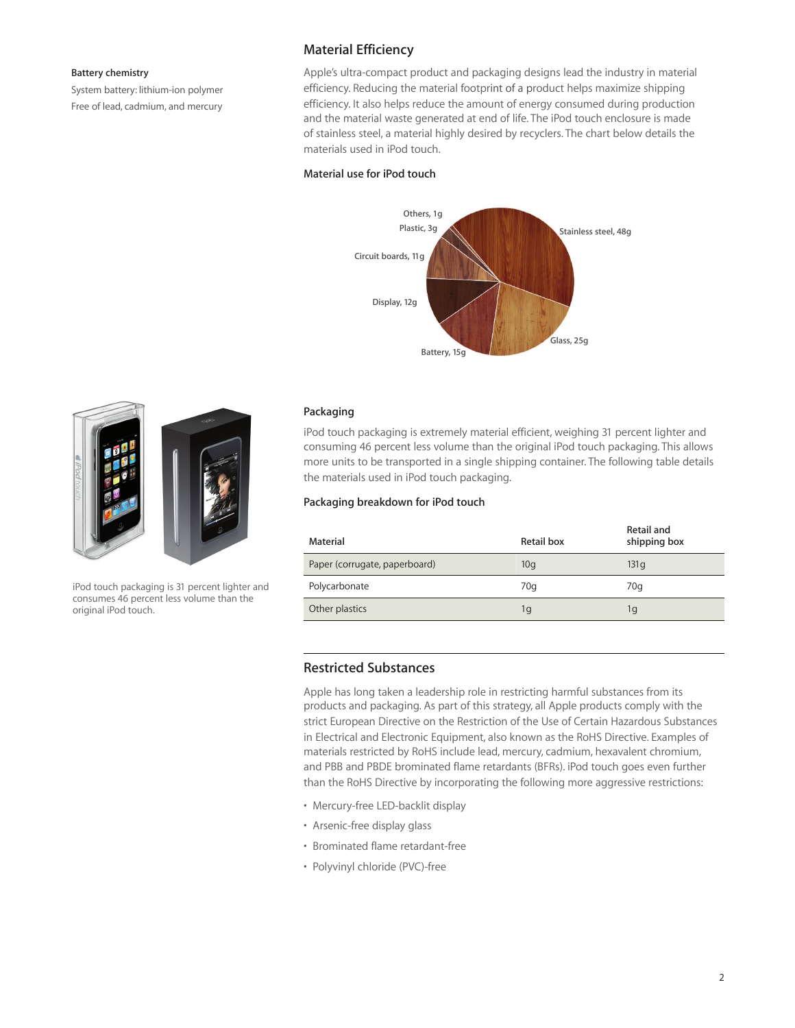**Battery chemistry**

System battery: lithium-ion polymer

Free of lead, cadmium, and mercury

## Material Efficiency

Apple's ultra-compact product and packaging designs lead the industry in material efficiency. Reducing the material footprint of a product helps maximize shipping efficiency. It also helps reduce the amount of energy consumed during production and the material waste generated at end of life. The iPod touch enclosure is made of stainless steel, a material highly desired by recyclers. The chart below details the materials used in iPod touch.

### Material use for iPod touch

- Stainless steel, 48g
- Glass, 25g
- Battery, 15g
- Display, 12g
- Circuit boards, 11g
- Plastic, 3g
- Others, 1g

### Packaging

iPod touch packaging is extremely material efficient, weighing 31 percent lighter and consuming 46 percent less volume than the original iPod touch packaging. This allows more units to be transported in a single shipping container. The following table details the materials used in iPod touch packaging.

iPod touch packaging is 31 percent lighter and consumes 46 percent less volume than the original iPod touch.

### Packaging breakdown for iPod touch

| Material | Retail box | Retail and shipping box |
| --- | --- | --- |
| Paper (corrugate, paperboard) | 10g | 131g |
| Polycarbonate | 70g | 70g |
| Other plastics | 1g | 1g |

## Restricted Substances

Apple has long taken a leadership role in restricting harmful substances from its products and packaging. As part of this strategy, all Apple products comply with the strict European Directive on the Restriction of the Use of Certain Hazardous Substances in Electrical and Electronic Equipment, also known as the RoHS Directive. Examples of materials restricted by RoHS include lead, mercury, cadmium, hexavalent chromium, and PBB and PBDE brominated flame retardants (BFRs). iPod touch goes even further than the RoHS Directive by incorporating the following more aggressive restrictions:

- Mercury-free LED-backlit display
- Arsenic-free display glass
- Brominated flame retardant-free
- Polyvinyl chloride (PVC)-free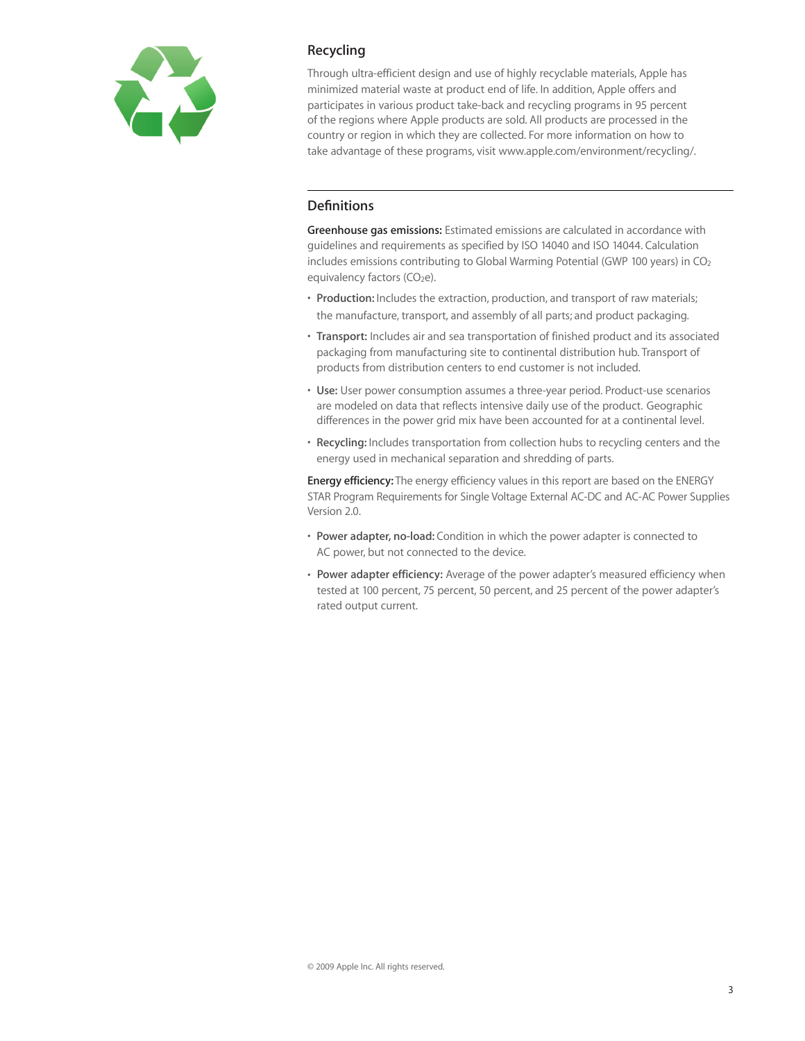## Recycling

Through ultra-efficient design and use of highly recyclable materials, Apple has minimized material waste at product end of life. In addition, Apple offers and participates in various product take-back and recycling programs in 95 percent of the regions where Apple products are sold. All products are processed in the country or region in which they are collected. For more information on how to take advantage of these programs, visit www.apple.com/environment/recycling/.

## Definitions

**Greenhouse gas emissions:** Estimated emissions are calculated in accordance with guidelines and requirements as specified by ISO 14040 and ISO 14044. Calculation includes emissions contributing to Global Warming Potential (GWP 100 years) in $CO_2$ equivalency factors ($CO_2e$).

- **Production:** Includes the extraction, production, and transport of raw materials; the manufacture, transport, and assembly of all parts; and product packaging.
- **Transport:** Includes air and sea transportation of finished product and its associated packaging from manufacturing site to continental distribution hub. Transport of products from distribution centers to end customer is not included.
- **Use:** User power consumption assumes a three-year period. Product-use scenarios are modeled on data that reflects intensive daily use of the product. Geographic differences in the power grid mix have been accounted for at a continental level.
- **Recycling:** Includes transportation from collection hubs to recycling centers and the energy used in mechanical separation and shredding of parts.

**Energy efficiency:** The energy efficiency values in this report are based on the ENERGY STAR Program Requirements for Single Voltage External AC-DC and AC-AC Power Supplies Version 2.0.

- **Power adapter, no-load:** Condition in which the power adapter is connected to AC power, but not connected to the device.
- **Power adapter efficiency:** Average of the power adapter's measured efficiency when tested at 100 percent, 75 percent, 50 percent, and 25 percent of the power adapter's rated output current.

© 2009 Apple Inc. All rights reserved.